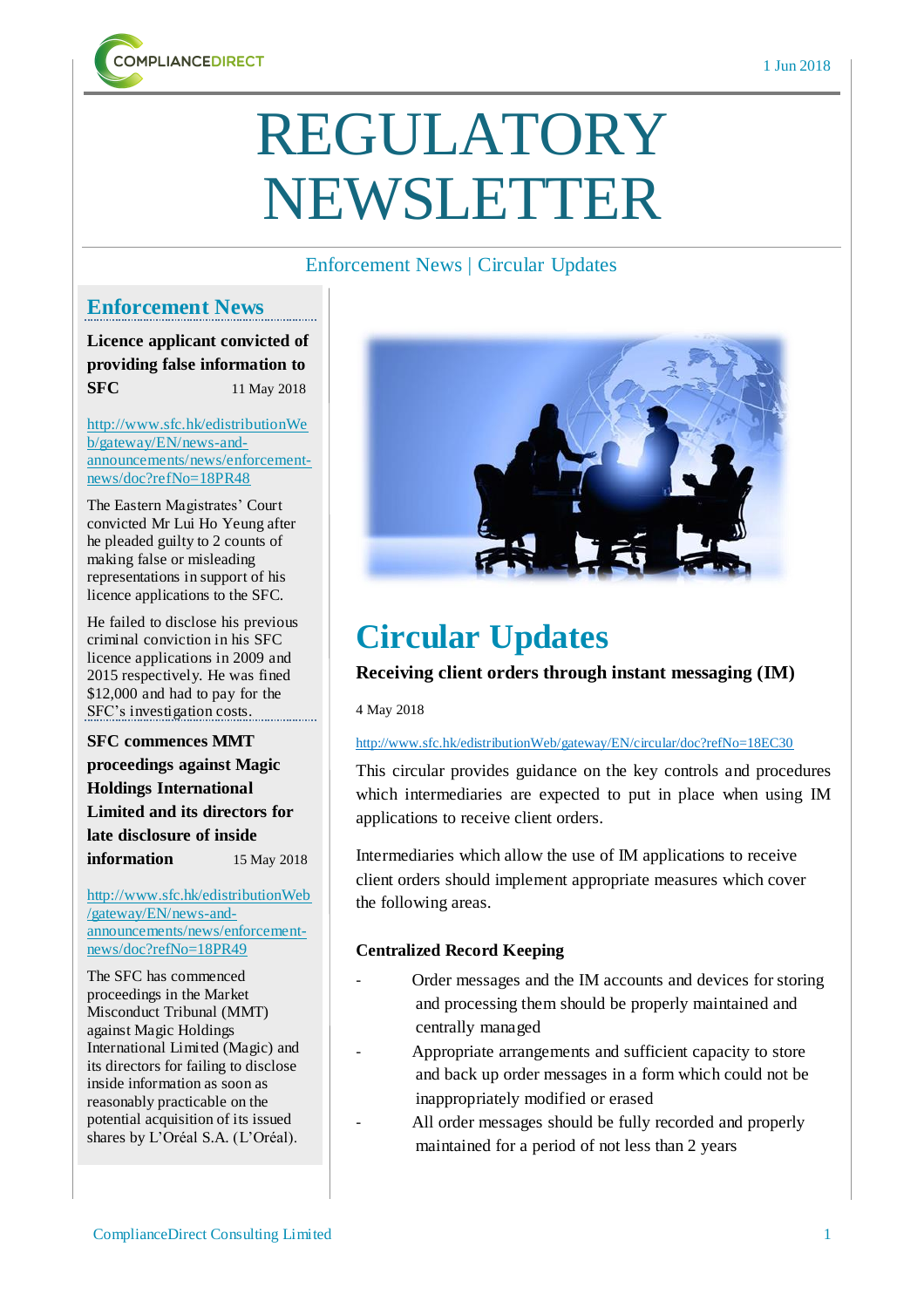# REGULATORY NEWSLETTER

Enforcement News | Circular Updates

## Enforcement News

### Licence applicant convicted of providing false information to SFC

11 May 2018

http://www.sfc.hk/edistributionWeb/gateway/EN/news-and-announcements/news/enforcement-news/doc?refNo=18PR48

The Eastern Magistrates' Court convicted Mr Lui Ho Yeung after he pleaded guilty to 2 counts of making false or misleading representations in support of his licence applications to the SFC.

He failed to disclose his previous criminal conviction in his SFC licence applications in 2009 and 2015 respectively. He was fined $12,000 and had to pay for the SFC's investigation costs.

### SFC commences MMT proceedings against Magic Holdings International Limited and its directors for late disclosure of inside information

15 May 2018

http://www.sfc.hk/edistributionWeb/gateway/EN/news-and-announcements/news/enforcement-news/doc?refNo=18PR49

The SFC has commenced proceedings in the Market Misconduct Tribunal (MMT) against Magic Holdings International Limited (Magic) and its directors for failing to disclose inside information as soon as reasonably practicable on the potential acquisition of its issued shares by L'Oréal S.A. (L'Oréal).

## Circular Updates

### Receiving client orders through instant messaging (IM)

4 May 2018

http://www.sfc.hk/edistributionWeb/gateway/EN/circular/doc?refNo=18EC30

This circular provides guidance on the key controls and procedures which intermediaries are expected to put in place when using IM applications to receive client orders.

Intermediaries which allow the use of IM applications to receive client orders should implement appropriate measures which cover the following areas.

#### Centralized Record Keeping

- Order messages and the IM accounts and devices for storing and processing them should be properly maintained and centrally managed
- Appropriate arrangements and sufficient capacity to store and back up order messages in a form which could not be inappropriately modified or erased
- All order messages should be fully recorded and properly maintained for a period of not less than 2 years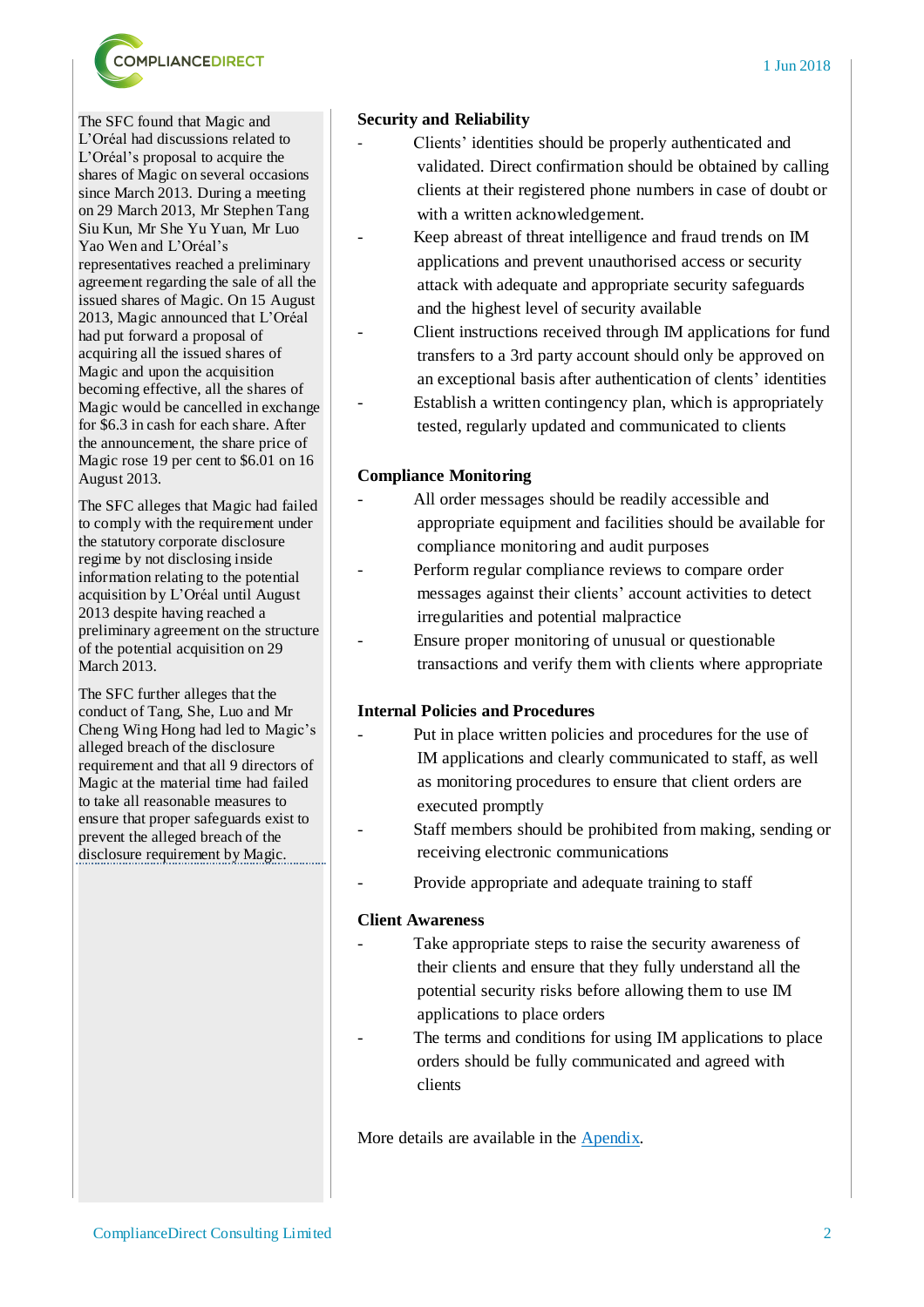The SFC found that Magic and L'Oréal had discussions related to L'Oréal's proposal to acquire the shares of Magic on several occasions since March 2013. During a meeting on 29 March 2013, Mr Stephen Tang Siu Kun, Mr She Yu Yuan, Mr Luo Yao Wen and L'Oréal's representatives reached a preliminary agreement regarding the sale of all the issued shares of Magic. On 15 August 2013, Magic announced that L'Oréal had put forward a proposal of acquiring all the issued shares of Magic and upon the acquisition becoming effective, all the shares of Magic would be cancelled in exchange for $6.3 in cash for each share. After the announcement, the share price of Magic rose 19 per cent to $6.01 on 16 August 2013.

The SFC alleges that Magic had failed to comply with the requirement under the statutory corporate disclosure regime by not disclosing inside information relating to the potential acquisition by L'Oréal until August 2013 despite having reached a preliminary agreement on the structure of the potential acquisition on 29 March 2013.

The SFC further alleges that the conduct of Tang, She, Luo and Mr Cheng Wing Hong had led to Magic's alleged breach of the disclosure requirement and that all 9 directors of Magic at the material time had failed to take all reasonable measures to ensure that proper safeguards exist to prevent the alleged breach of the disclosure requirement by Magic.

**Security and Reliability**

- Clients' identities should be properly authenticated and validated. Direct confirmation should be obtained by calling clients at their registered phone numbers in case of doubt or with a written acknowledgement.
- Keep abreast of threat intelligence and fraud trends on IM applications and prevent unauthorised access or security attack with adequate and appropriate security safeguards and the highest level of security available
- Client instructions received through IM applications for fund transfers to a 3rd party account should only be approved on an exceptional basis after authentication of clents' identities
- Establish a written contingency plan, which is appropriately tested, regularly updated and communicated to clients

**Compliance Monitoring**

- All order messages should be readily accessible and appropriate equipment and facilities should be available for compliance monitoring and audit purposes
- Perform regular compliance reviews to compare order messages against their clients' account activities to detect irregularities and potential malpractice
- Ensure proper monitoring of unusual or questionable transactions and verify them with clients where appropriate

**Internal Policies and Procedures**

- Put in place written policies and procedures for the use of IM applications and clearly communicated to staff, as well as monitoring procedures to ensure that client orders are executed promptly
- Staff members should be prohibited from making, sending or receiving electronic communications
- Provide appropriate and adequate training to staff

**Client Awareness**

- Take appropriate steps to raise the security awareness of their clients and ensure that they fully understand all the potential security risks before allowing them to use IM applications to place orders
- The terms and conditions for using IM applications to place orders should be fully communicated and agreed with clients

More details are available in the Apendix.